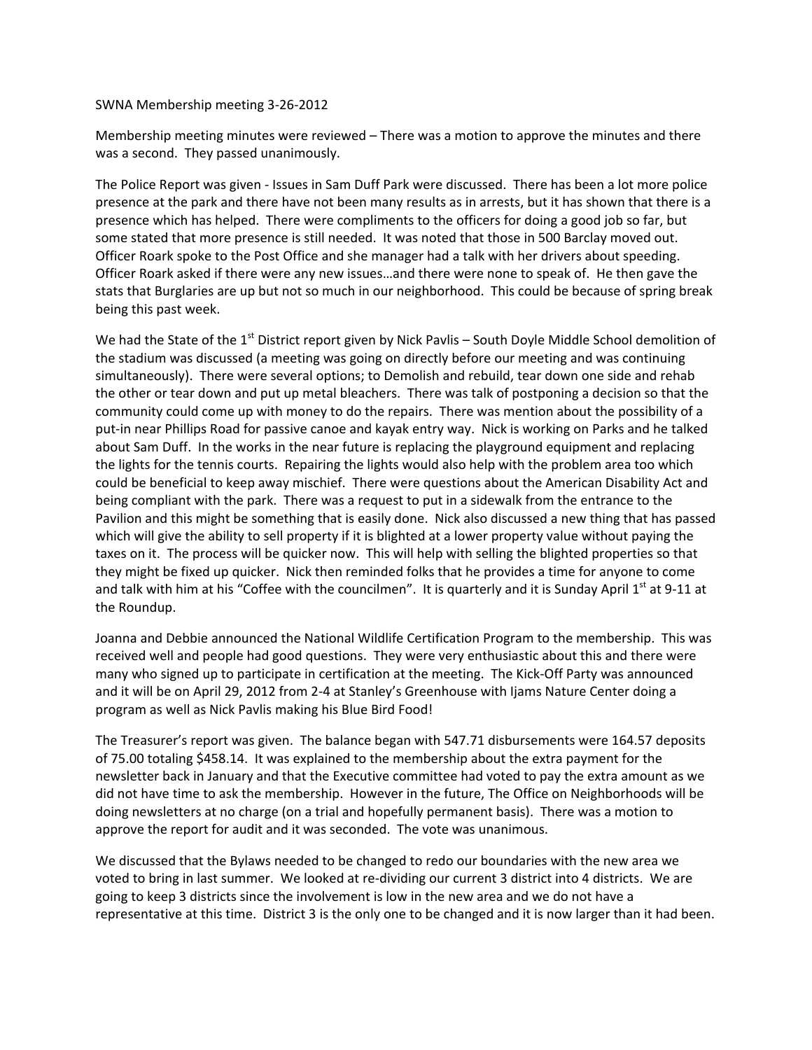SWNA Membership meeting 3-26-2012

Membership meeting minutes were reviewed – There was a motion to approve the minutes and there was a second. They passed unanimously.

The Police Report was given - Issues in Sam Duff Park were discussed. There has been a lot more police presence at the park and there have not been many results as in arrests, but it has shown that there is a presence which has helped. There were compliments to the officers for doing a good job so far, but some stated that more presence is still needed. It was noted that those in 500 Barclay moved out. Officer Roark spoke to the Post Office and she manager had a talk with her drivers about speeding. Officer Roark asked if there were any new issues…and there were none to speak of. He then gave the stats that Burglaries are up but not so much in our neighborhood. This could be because of spring break being this past week.

We had the State of the 1st District report given by Nick Pavlis – South Doyle Middle School demolition of the stadium was discussed (a meeting was going on directly before our meeting and was continuing simultaneously). There were several options; to Demolish and rebuild, tear down one side and rehab the other or tear down and put up metal bleachers. There was talk of postponing a decision so that the community could come up with money to do the repairs. There was mention about the possibility of a put-in near Phillips Road for passive canoe and kayak entry way. Nick is working on Parks and he talked about Sam Duff. In the works in the near future is replacing the playground equipment and replacing the lights for the tennis courts. Repairing the lights would also help with the problem area too which could be beneficial to keep away mischief. There were questions about the American Disability Act and being compliant with the park. There was a request to put in a sidewalk from the entrance to the Pavilion and this might be something that is easily done. Nick also discussed a new thing that has passed which will give the ability to sell property if it is blighted at a lower property value without paying the taxes on it. The process will be quicker now. This will help with selling the blighted properties so that they might be fixed up quicker. Nick then reminded folks that he provides a time for anyone to come and talk with him at his "Coffee with the councilmen". It is quarterly and it is Sunday April 1st at 9-11 at the Roundup.

Joanna and Debbie announced the National Wildlife Certification Program to the membership. This was received well and people had good questions. They were very enthusiastic about this and there were many who signed up to participate in certification at the meeting. The Kick-Off Party was announced and it will be on April 29, 2012 from 2-4 at Stanley's Greenhouse with Ijams Nature Center doing a program as well as Nick Pavlis making his Blue Bird Food!

The Treasurer's report was given. The balance began with 547.71 disbursements were 164.57 deposits of 75.00 totaling $458.14. It was explained to the membership about the extra payment for the newsletter back in January and that the Executive committee had voted to pay the extra amount as we did not have time to ask the membership. However in the future, The Office on Neighborhoods will be doing newsletters at no charge (on a trial and hopefully permanent basis). There was a motion to approve the report for audit and it was seconded. The vote was unanimous.

We discussed that the Bylaws needed to be changed to redo our boundaries with the new area we voted to bring in last summer. We looked at re-dividing our current 3 district into 4 districts. We are going to keep 3 districts since the involvement is low in the new area and we do not have a representative at this time. District 3 is the only one to be changed and it is now larger than it had been.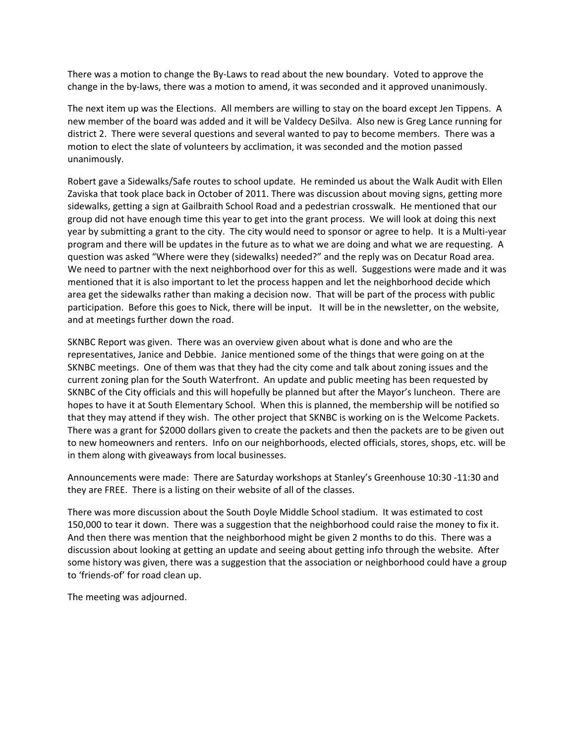There was a motion to change the By-Laws to read about the new boundary. Voted to approve the change in the by-laws, there was a motion to amend, it was seconded and it approved unanimously.

The next item up was the Elections. All members are willing to stay on the board except Jen Tippens. A new member of the board was added and it will be Valdecy DeSilva. Also new is Greg Lance running for district 2. There were several questions and several wanted to pay to become members. There was a motion to elect the slate of volunteers by acclimation, it was seconded and the motion passed unanimously.

Robert gave a Sidewalks/Safe routes to school update. He reminded us about the Walk Audit with Ellen Zaviska that took place back in October of 2011. There was discussion about moving signs, getting more sidewalks, getting a sign at Gailbraith School Road and a pedestrian crosswalk. He mentioned that our group did not have enough time this year to get into the grant process. We will look at doing this next year by submitting a grant to the city. The city would need to sponsor or agree to help. It is a Multi-year program and there will be updates in the future as to what we are doing and what we are requesting. A question was asked "Where were they (sidewalks) needed?" and the reply was on Decatur Road area. We need to partner with the next neighborhood over for this as well. Suggestions were made and it was mentioned that it is also important to let the process happen and let the neighborhood decide which area get the sidewalks rather than making a decision now. That will be part of the process with public participation. Before this goes to Nick, there will be input. It will be in the newsletter, on the website, and at meetings further down the road.

SKNBC Report was given. There was an overview given about what is done and who are the representatives, Janice and Debbie. Janice mentioned some of the things that were going on at the SKNBC meetings. One of them was that they had the city come and talk about zoning issues and the current zoning plan for the South Waterfront. An update and public meeting has been requested by SKNBC of the City officials and this will hopefully be planned but after the Mayor's luncheon. There are hopes to have it at South Elementary School. When this is planned, the membership will be notified so that they may attend if they wish. The other project that SKNBC is working on is the Welcome Packets. There was a grant for $2000 dollars given to create the packets and then the packets are to be given out to new homeowners and renters. Info on our neighborhoods, elected officials, stores, shops, etc. will be in them along with giveaways from local businesses.

Announcements were made: There are Saturday workshops at Stanley's Greenhouse 10:30 -11:30 and they are FREE. There is a listing on their website of all of the classes.

There was more discussion about the South Doyle Middle School stadium. It was estimated to cost 150,000 to tear it down. There was a suggestion that the neighborhood could raise the money to fix it. And then there was mention that the neighborhood might be given 2 months to do this. There was a discussion about looking at getting an update and seeing about getting info through the website. After some history was given, there was a suggestion that the association or neighborhood could have a group to 'friends-of' for road clean up.

The meeting was adjourned.